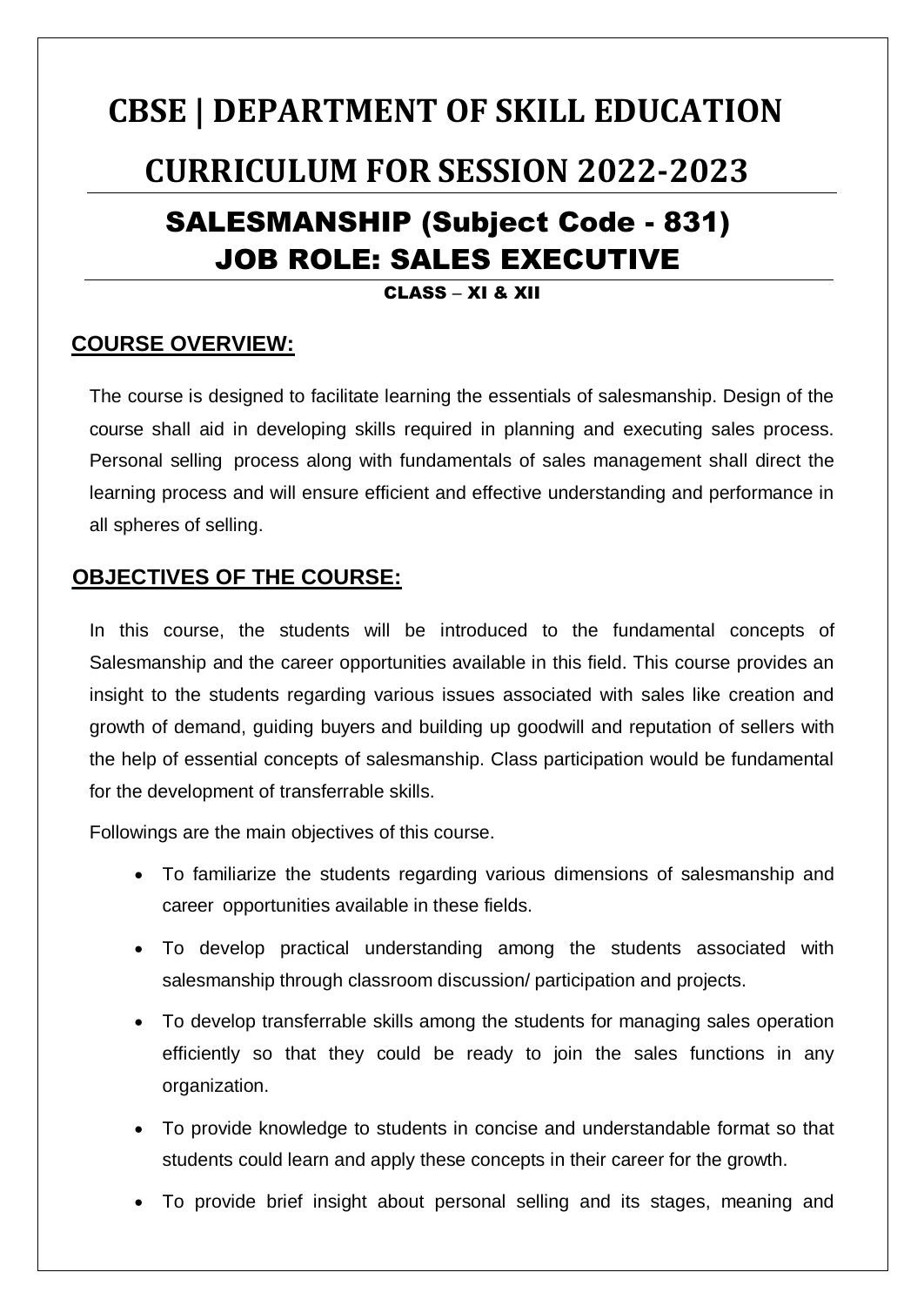# CBSE | DEPARTMENT OF SKILL EDUCATION

# CURRICULUM FOR SESSION 2022-2023

## SALESMANSHIP (Subject Code - 831)
## JOB ROLE: SALES EXECUTIVE

CLASS – XI & XII

### COURSE OVERVIEW:

The course is designed to facilitate learning the essentials of salesmanship. Design of the course shall aid in developing skills required in planning and executing sales process. Personal selling process along with fundamentals of sales management shall direct the learning process and will ensure efficient and effective understanding and performance in all spheres of selling.

### OBJECTIVES OF THE COURSE:

In this course, the students will be introduced to the fundamental concepts of Salesmanship and the career opportunities available in this field. This course provides an insight to the students regarding various issues associated with sales like creation and growth of demand, guiding buyers and building up goodwill and reputation of sellers with the help of essential concepts of salesmanship. Class participation would be fundamental for the development of transferrable skills.

Followings are the main objectives of this course.

- To familiarize the students regarding various dimensions of salesmanship and career opportunities available in these fields.
- To develop practical understanding among the students associated with salesmanship through classroom discussion/ participation and projects.
- To develop transferrable skills among the students for managing sales operation efficiently so that they could be ready to join the sales functions in any organization.
- To provide knowledge to students in concise and understandable format so that students could learn and apply these concepts in their career for the growth.
- To provide brief insight about personal selling and its stages, meaning and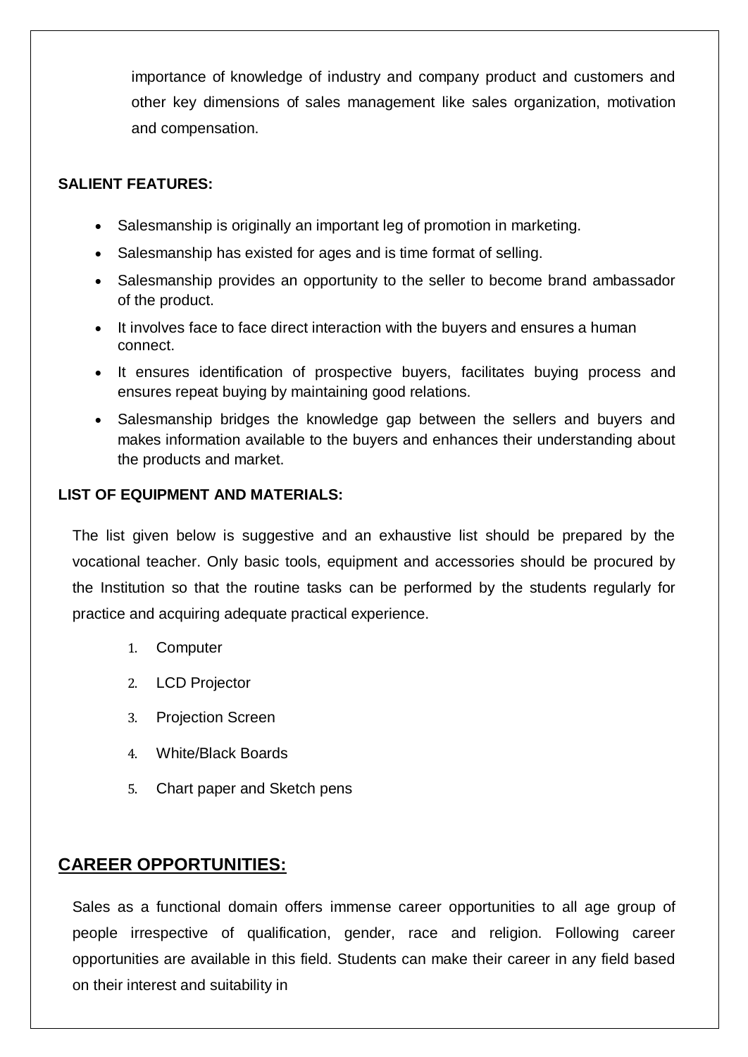importance of knowledge of industry and company product and customers and other key dimensions of sales management like sales organization, motivation and compensation.

**SALIENT FEATURES:**

- Salesmanship is originally an important leg of promotion in marketing.
- Salesmanship has existed for ages and is time format of selling.
- Salesmanship provides an opportunity to the seller to become brand ambassador of the product.
- It involves face to face direct interaction with the buyers and ensures a human connect.
- It ensures identification of prospective buyers, facilitates buying process and ensures repeat buying by maintaining good relations.
- Salesmanship bridges the knowledge gap between the sellers and buyers and makes information available to the buyers and enhances their understanding about the products and market.

**LIST OF EQUIPMENT AND MATERIALS:**

The list given below is suggestive and an exhaustive list should be prepared by the vocational teacher. Only basic tools, equipment and accessories should be procured by the Institution so that the routine tasks can be performed by the students regularly for practice and acquiring adequate practical experience.

1. Computer
2. LCD Projector
3. Projection Screen
4. White/Black Boards
5. Chart paper and Sketch pens

## CAREER OPPORTUNITIES:

Sales as a functional domain offers immense career opportunities to all age group of people irrespective of qualification, gender, race and religion. Following career opportunities are available in this field. Students can make their career in any field based on their interest and suitability in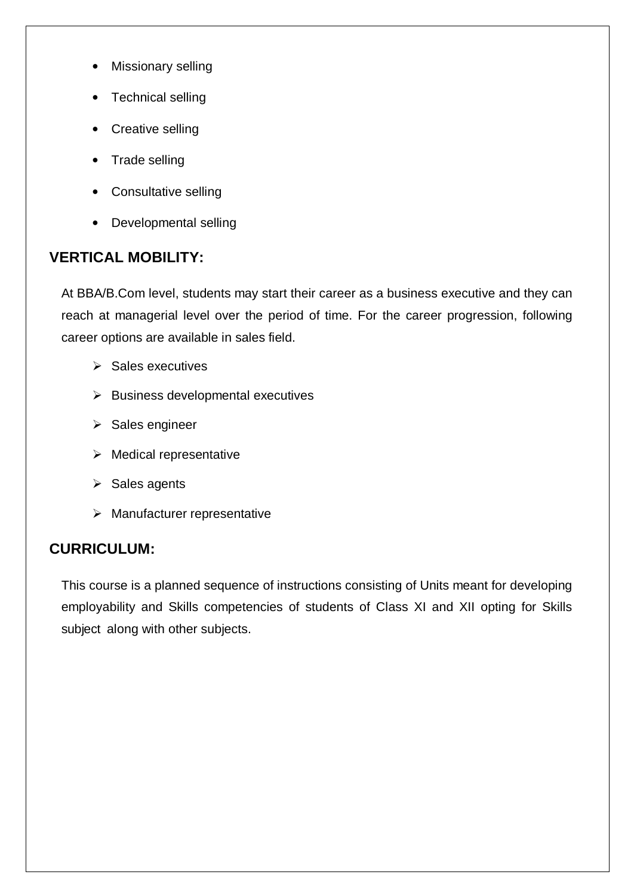- Missionary selling
- Technical selling
- Creative selling
- Trade selling
- Consultative selling
- Developmental selling

## VERTICAL MOBILITY:

At BBA/B.Com level, students may start their career as a business executive and they can reach at managerial level over the period of time. For the career progression, following career options are available in sales field.

- Sales executives
- Business developmental executives
- Sales engineer
- Medical representative
- Sales agents
- Manufacturer representative

## CURRICULUM:

This course is a planned sequence of instructions consisting of Units meant for developing employability and Skills competencies of students of Class XI and XII opting for Skills subject along with other subjects.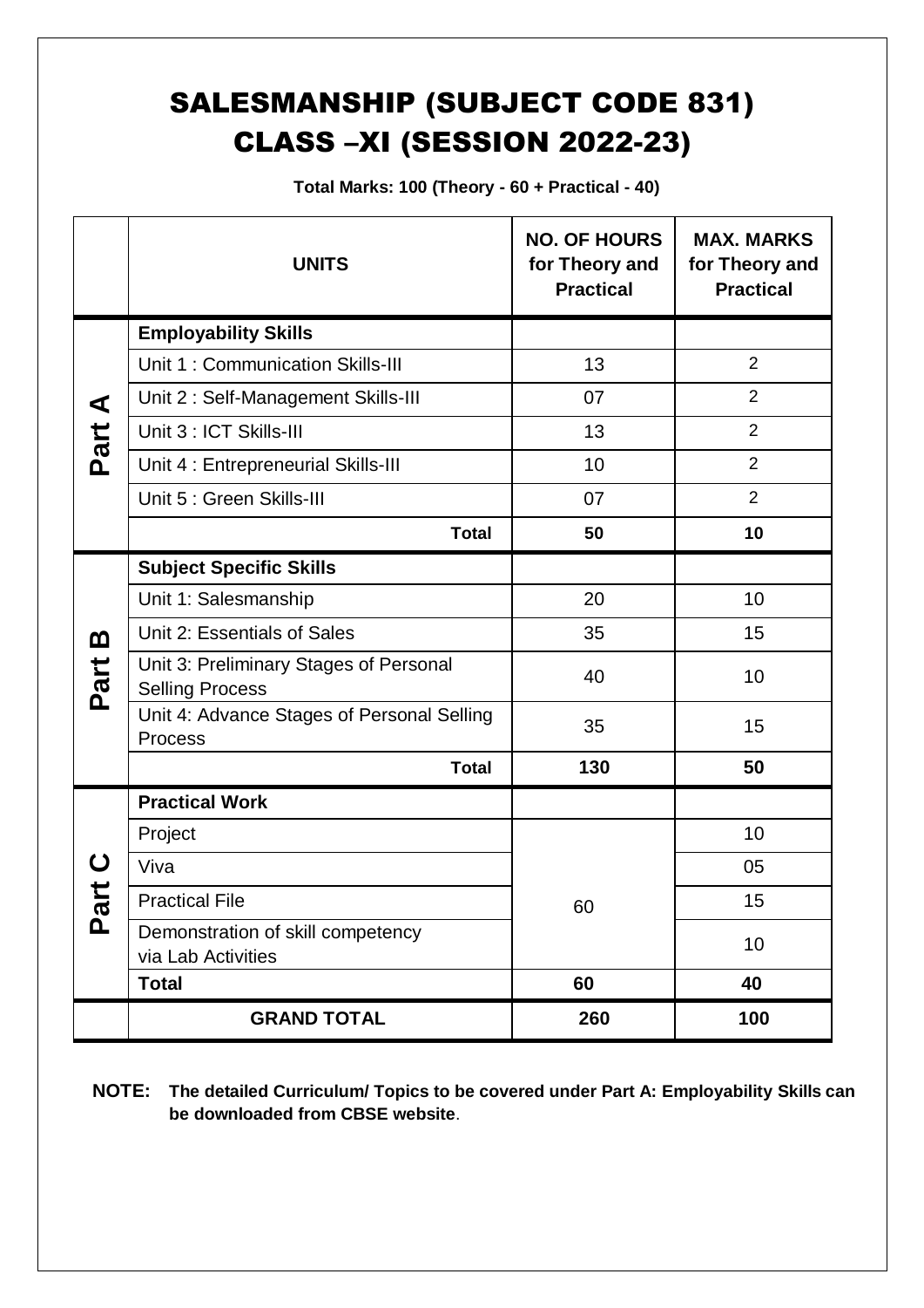# SALESMANSHIP (SUBJECT CODE 831)
# CLASS –XI (SESSION 2022-23)

**Total Marks: 100 (Theory - 60 + Practical - 40)**

| | UNITS | NO. OF HOURS for Theory and Practical | MAX. MARKS for Theory and Practical |
|---|---|---|---|
| Part A | **Employability Skills** | | |
| | Unit 1 : Communication Skills-III | 13 | 2 |
| | Unit 2 : Self-Management Skills-III | 07 | 2 |
| | Unit 3 : ICT Skills-III | 13 | 2 |
| | Unit 4 : Entrepreneurial Skills-III | 10 | 2 |
| | Unit 5 : Green Skills-III | 07 | 2 |
| | **Total** | **50** | **10** |
| Part B | **Subject Specific Skills** | | |
| | Unit 1: Salesmanship | 20 | 10 |
| | Unit 2: Essentials of Sales | 35 | 15 |
| | Unit 3: Preliminary Stages of Personal Selling Process | 40 | 10 |
| | Unit 4: Advance Stages of Personal Selling Process | 35 | 15 |
| | **Total** | **130** | **50** |
| Part C | **Practical Work** | | |
| | Project | 60 | 10 |
| | Viva | | 05 |
| | Practical File | | 15 |
| | Demonstration of skill competency via Lab Activities | | 10 |
| | **Total** | **60** | **40** |
| | **GRAND TOTAL** | **260** | **100** |

**NOTE: The detailed Curriculum/ Topics to be covered under Part A: Employability Skills can be downloaded from CBSE website**.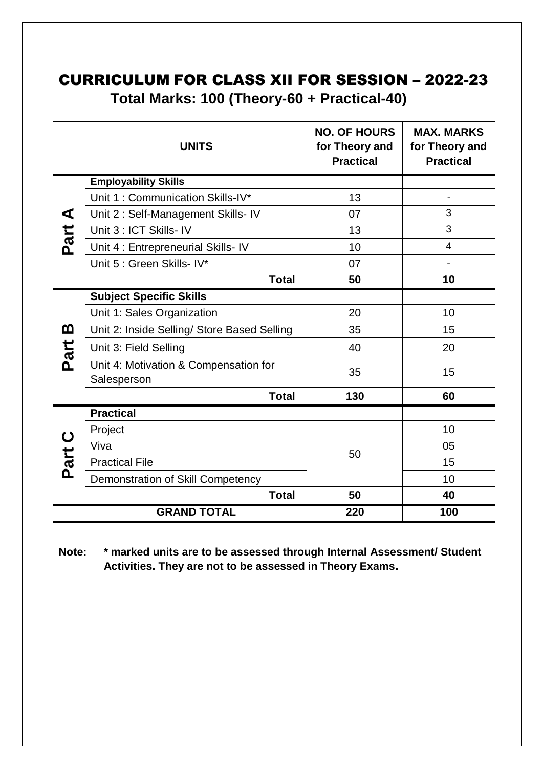# CURRICULUM FOR CLASS XII FOR SESSION – 2022-23

**Total Marks: 100 (Theory-60 + Practical-40)**

| | UNITS | NO. OF HOURS for Theory and Practical | MAX. MARKS for Theory and Practical |
|---|---|---|---|
| Part A | **Employability Skills** | | |
| | Unit 1 : Communication Skills-IV* | 13 | - |
| | Unit 2 : Self-Management Skills- IV | 07 | 3 |
| | Unit 3 : ICT Skills- IV | 13 | 3 |
| | Unit 4 : Entrepreneurial Skills- IV | 10 | 4 |
| | Unit 5 : Green Skills- IV* | 07 | - |
| | **Total** | **50** | **10** |
| Part B | **Subject Specific Skills** | | |
| | Unit 1: Sales Organization | 20 | 10 |
| | Unit 2: Inside Selling/ Store Based Selling | 35 | 15 |
| | Unit 3: Field Selling | 40 | 20 |
| | Unit 4: Motivation & Compensation for Salesperson | 35 | 15 |
| | **Total** | **130** | **60** |
| Part C | **Practical** | | |
| | Project | 50 | 10 |
| | Viva | | 05 |
| | Practical File | | 15 |
| | Demonstration of Skill Competency | | 10 |
| | **Total** | **50** | **40** |
| | **GRAND TOTAL** | **220** | **100** |

**Note: * marked units are to be assessed through Internal Assessment/ Student Activities. They are not to be assessed in Theory Exams.**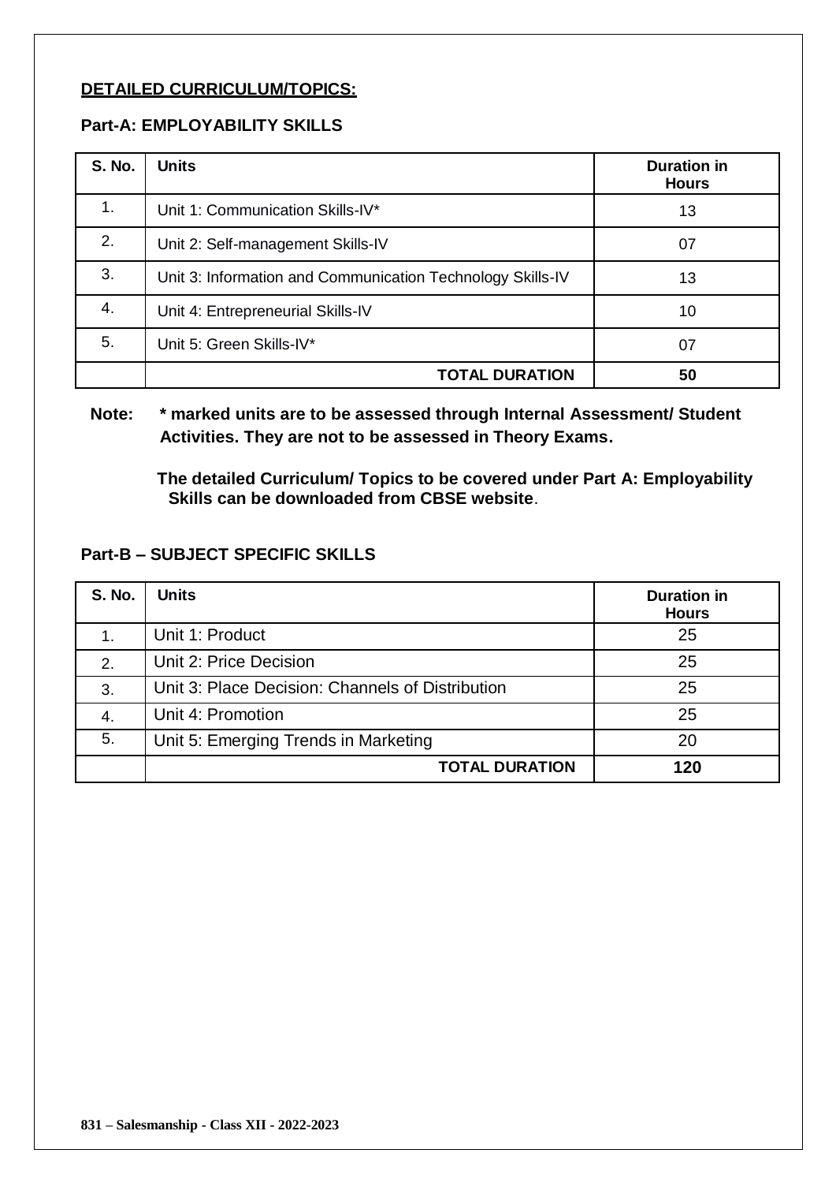## DETAILED CURRICULUM/TOPICS:

### Part-A: EMPLOYABILITY SKILLS

| S. No. | Units | Duration in Hours |
|---|---|---|
| 1. | Unit 1: Communication Skills-IV* | 13 |
| 2. | Unit 2: Self-management Skills-IV | 07 |
| 3. | Unit 3: Information and Communication Technology Skills-IV | 13 |
| 4. | Unit 4: Entrepreneurial Skills-IV | 10 |
| 5. | Unit 5: Green Skills-IV* | 07 |
| | **TOTAL DURATION** | **50** |

**Note: * marked units are to be assessed through Internal Assessment/ Student Activities. They are not to be assessed in Theory Exams.**

**The detailed Curriculum/ Topics to be covered under Part A: Employability Skills can be downloaded from CBSE website**.

### Part-B – SUBJECT SPECIFIC SKILLS

| S. No. | Units | Duration in Hours |
|---|---|---|
| 1. | Unit 1: Product | 25 |
| 2. | Unit 2: Price Decision | 25 |
| 3. | Unit 3: Place Decision: Channels of Distribution | 25 |
| 4. | Unit 4: Promotion | 25 |
| 5. | Unit 5: Emerging Trends in Marketing | 20 |
| | **TOTAL DURATION** | **120** |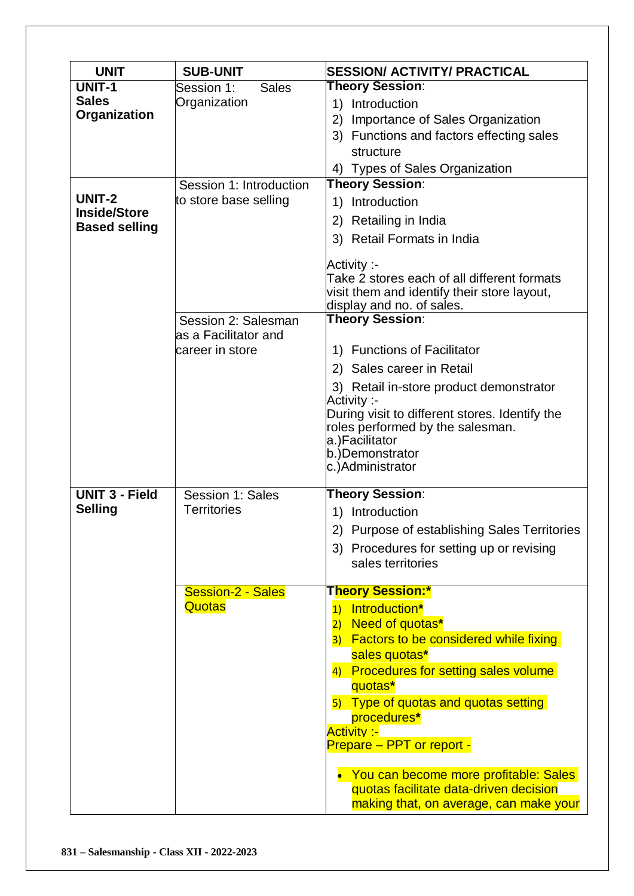| UNIT | SUB-UNIT | SESSION/ ACTIVITY/ PRACTICAL |
|---|---|---|
| **UNIT-1 Sales Organization** | Session 1: Sales Organization | **Theory Session**:<br>1) Introduction<br>2) Importance of Sales Organization<br>3) Functions and factors effecting sales structure<br>4) Types of Sales Organization |
| **UNIT-2 Inside/Store Based selling** | Session 1: Introduction to store base selling | **Theory Session**:<br>1) Introduction<br>2) Retailing in India<br>3) Retail Formats in India<br><br>Activity :-<br>Take 2 stores each of all different formats visit them and identify their store layout, display and no. of sales. |
| | Session 2: Salesman as a Facilitator and career in store | **Theory Session**:<br><br>1) Functions of Facilitator<br>2) Sales career in Retail<br>3) Retail in-store product demonstrator<br>Activity :-<br>During visit to different stores. Identify the roles performed by the salesman.<br>a.)Facilitator<br>b.)Demonstrator<br>c.)Administrator |
| **UNIT 3 - Field Selling** | Session 1: Sales Territories | **Theory Session**:<br>1) Introduction<br>2) Purpose of establishing Sales Territories<br>3) Procedures for setting up or revising sales territories |
| | Session-2 - Sales Quotas | **Theory Session:***<br>1) Introduction*<br>2) Need of quotas*<br>3) Factors to be considered while fixing sales quotas*<br>4) Procedures for setting sales volume quotas*<br>5) Type of quotas and quotas setting procedures*<br>Activity :-<br>Prepare – PPT or report -<br><br>• You can become more profitable: Sales quotas facilitate data-driven decision making that, on average, can make your |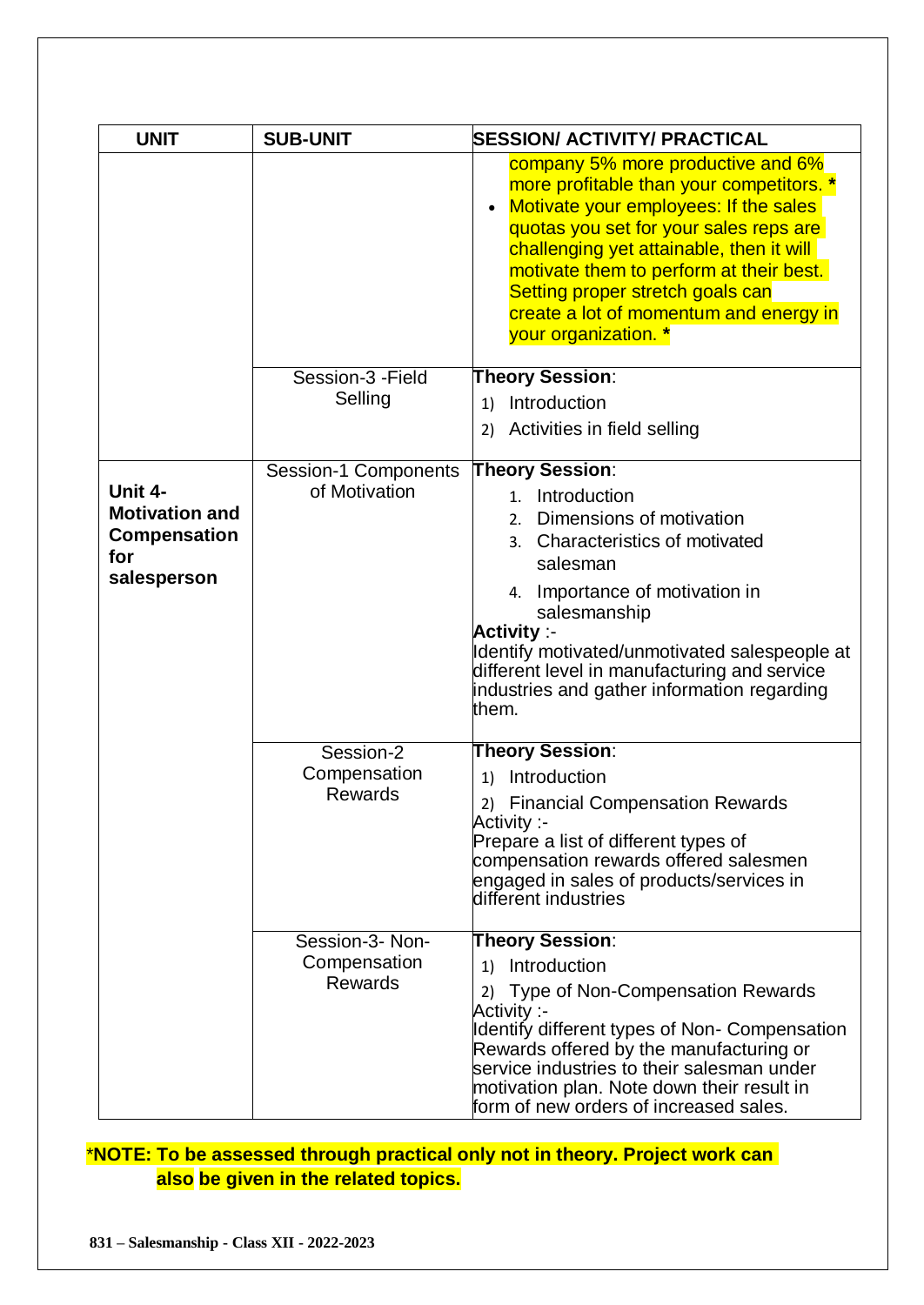| UNIT | SUB-UNIT | SESSION/ ACTIVITY/ PRACTICAL |
|---|---|---|
| | | company 5% more productive and 6% more profitable than your competitors. * <br>• Motivate your employees: If the sales quotas you set for your sales reps are challenging yet attainable, then it will motivate them to perform at their best. Setting proper stretch goals can create a lot of momentum and energy in your organization. * |
| | Session-3 -Field Selling | **Theory Session**:<br>1) Introduction<br>2) Activities in field selling |
| **Unit 4- Motivation and Compensation for salesperson** | Session-1 Components of Motivation | **Theory Session**:<br>1. Introduction<br>2. Dimensions of motivation<br>3. Characteristics of motivated salesman<br>4. Importance of motivation in salesmanship<br>**Activity** :-<br>Identify motivated/unmotivated salespeople at different level in manufacturing and service industries and gather information regarding them. |
| | Session-2 Compensation Rewards | **Theory Session**:<br>1) Introduction<br>2) Financial Compensation Rewards<br>Activity :-<br>Prepare a list of different types of compensation rewards offered salesmen engaged in sales of products/services in different industries |
| | Session-3- Non-Compensation Rewards | **Theory Session**:<br>1) Introduction<br>2) Type of Non-Compensation Rewards<br>Activity :-<br>Identify different types of Non- Compensation Rewards offered by the manufacturing or service industries to their salesman under motivation plan. Note down their result in form of new orders of increased sales. |

*__NOTE: To be assessed through practical only not in theory. Project work can also be given in the related topics.__

**831 – Salesmanship - Class XII - 2022-2023**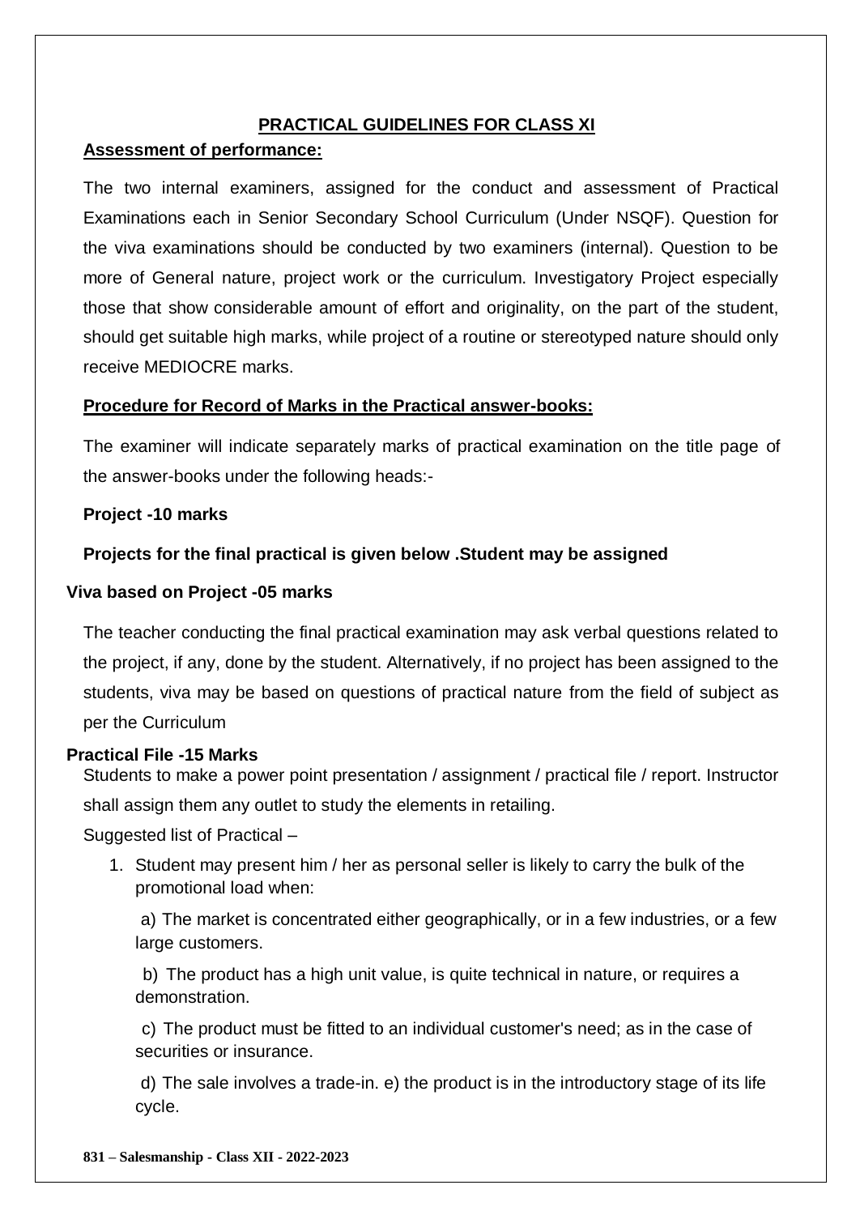## PRACTICAL GUIDELINES FOR CLASS XI

### Assessment of performance:

The two internal examiners, assigned for the conduct and assessment of Practical Examinations each in Senior Secondary School Curriculum (Under NSQF). Question for the viva examinations should be conducted by two examiners (internal). Question to be more of General nature, project work or the curriculum. Investigatory Project especially those that show considerable amount of effort and originality, on the part of the student, should get suitable high marks, while project of a routine or stereotyped nature should only receive MEDIOCRE marks.

### Procedure for Record of Marks in the Practical answer-books:

The examiner will indicate separately marks of practical examination on the title page of the answer-books under the following heads:-

**Project -10 marks**

**Projects for the final practical is given below .Student may be assigned**

**Viva based on Project -05 marks**

The teacher conducting the final practical examination may ask verbal questions related to the project, if any, done by the student. Alternatively, if no project has been assigned to the students, viva may be based on questions of practical nature from the field of subject as per the Curriculum

**Practical File -15 Marks**

Students to make a power point presentation / assignment / practical file / report. Instructor shall assign them any outlet to study the elements in retailing.

Suggested list of Practical –

1. Student may present him / her as personal seller is likely to carry the bulk of the promotional load when:

   a) The market is concentrated either geographically, or in a few industries, or a few large customers.

   b) The product has a high unit value, is quite technical in nature, or requires a demonstration.

   c) The product must be fitted to an individual customer's need; as in the case of securities or insurance.

   d) The sale involves a trade-in. e) the product is in the introductory stage of its life cycle.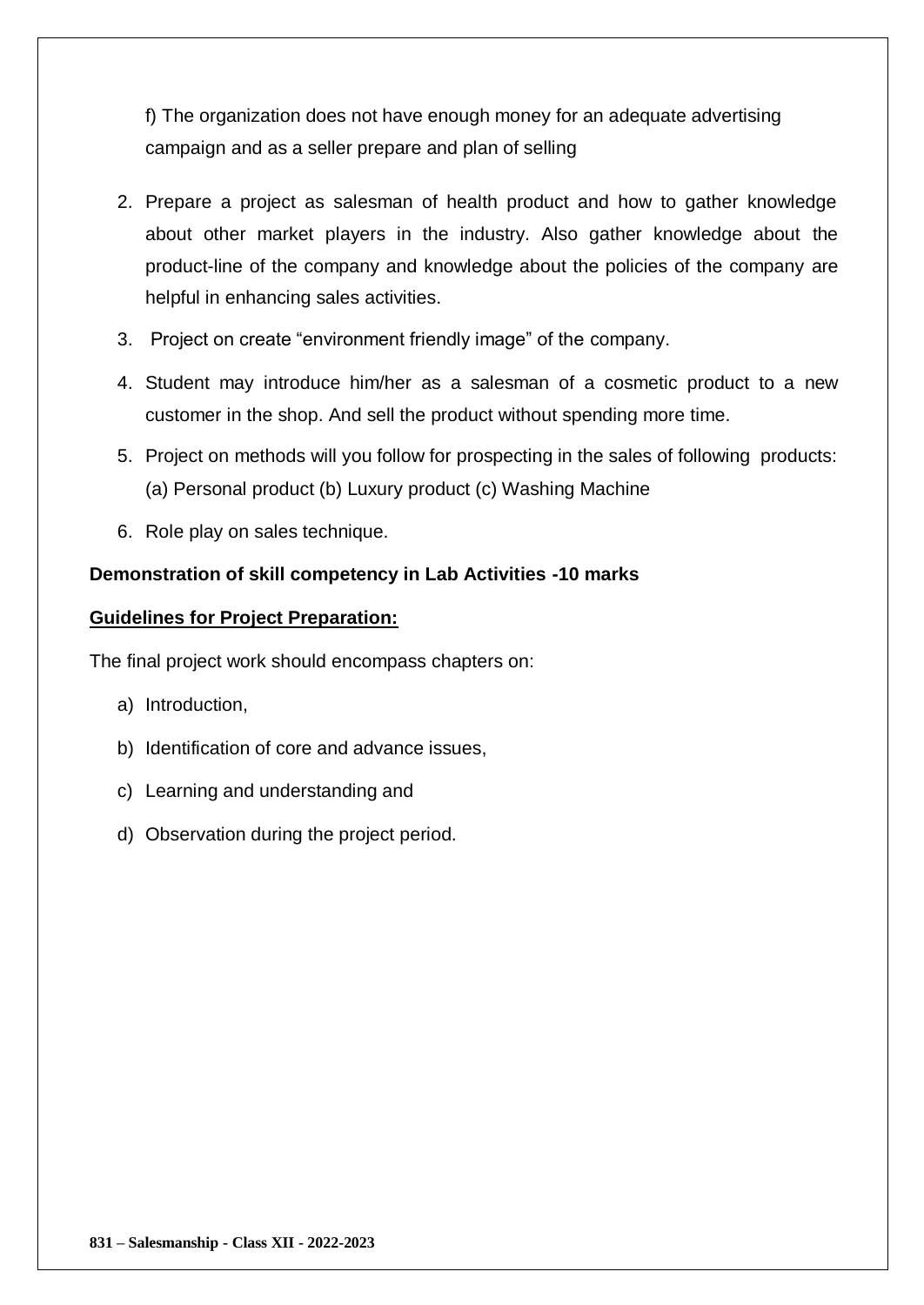f) The organization does not have enough money for an adequate advertising campaign and as a seller prepare and plan of selling

2. Prepare a project as salesman of health product and how to gather knowledge about other market players in the industry. Also gather knowledge about the product-line of the company and knowledge about the policies of the company are helpful in enhancing sales activities.
3. Project on create "environment friendly image" of the company.
4. Student may introduce him/her as a salesman of a cosmetic product to a new customer in the shop. And sell the product without spending more time.
5. Project on methods will you follow for prospecting in the sales of following products: (a) Personal product (b) Luxury product (c) Washing Machine
6. Role play on sales technique.

**Demonstration of skill competency in Lab Activities -10 marks**

**<u>Guidelines for Project Preparation:</u>**

The final project work should encompass chapters on:

a) Introduction,
b) Identification of core and advance issues,
c) Learning and understanding and
d) Observation during the project period.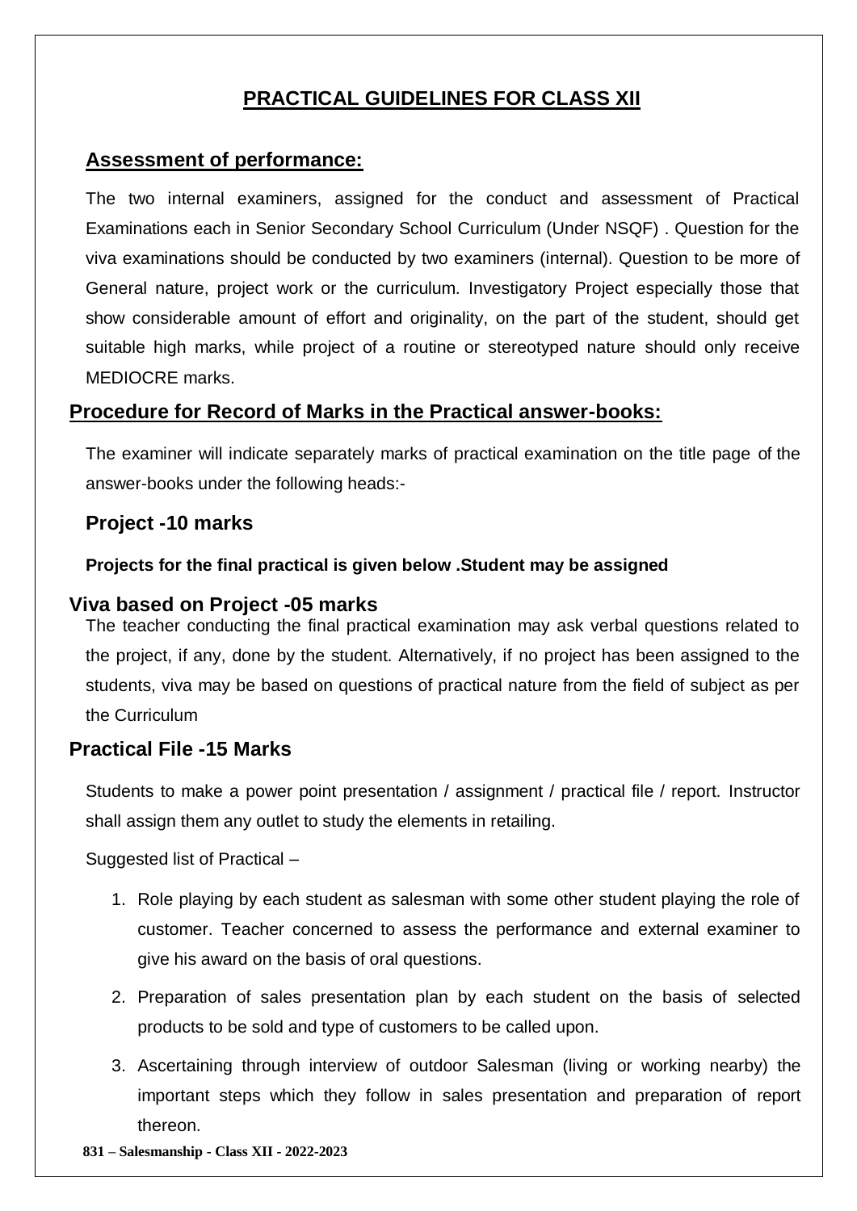# PRACTICAL GUIDELINES FOR CLASS XII

## Assessment of performance:

The two internal examiners, assigned for the conduct and assessment of Practical Examinations each in Senior Secondary School Curriculum (Under NSQF) . Question for the viva examinations should be conducted by two examiners (internal). Question to be more of General nature, project work or the curriculum. Investigatory Project especially those that show considerable amount of effort and originality, on the part of the student, should get suitable high marks, while project of a routine or stereotyped nature should only receive MEDIOCRE marks.

## Procedure for Record of Marks in the Practical answer-books:

The examiner will indicate separately marks of practical examination on the title page of the answer-books under the following heads:-

### Project -10 marks

**Projects for the final practical is given below .Student may be assigned**

### Viva based on Project -05 marks

The teacher conducting the final practical examination may ask verbal questions related to the project, if any, done by the student. Alternatively, if no project has been assigned to the students, viva may be based on questions of practical nature from the field of subject as per the Curriculum

### Practical File -15 Marks

Students to make a power point presentation / assignment / practical file / report. Instructor shall assign them any outlet to study the elements in retailing.

Suggested list of Practical –

1. Role playing by each student as salesman with some other student playing the role of customer. Teacher concerned to assess the performance and external examiner to give his award on the basis of oral questions.
2. Preparation of sales presentation plan by each student on the basis of selected products to be sold and type of customers to be called upon.
3. Ascertaining through interview of outdoor Salesman (living or working nearby) the important steps which they follow in sales presentation and preparation of report thereon.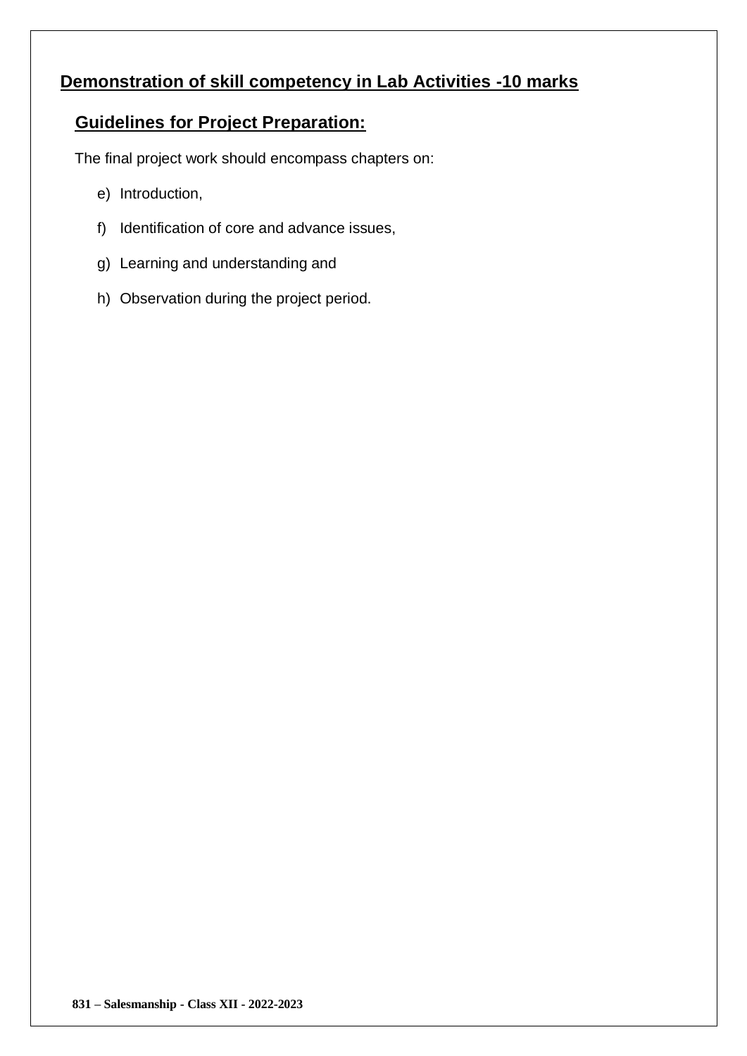## Demonstration of skill competency in Lab Activities -10 marks

### Guidelines for Project Preparation:

The final project work should encompass chapters on:

e) Introduction,

f) Identification of core and advance issues,

g) Learning and understanding and

h) Observation during the project period.